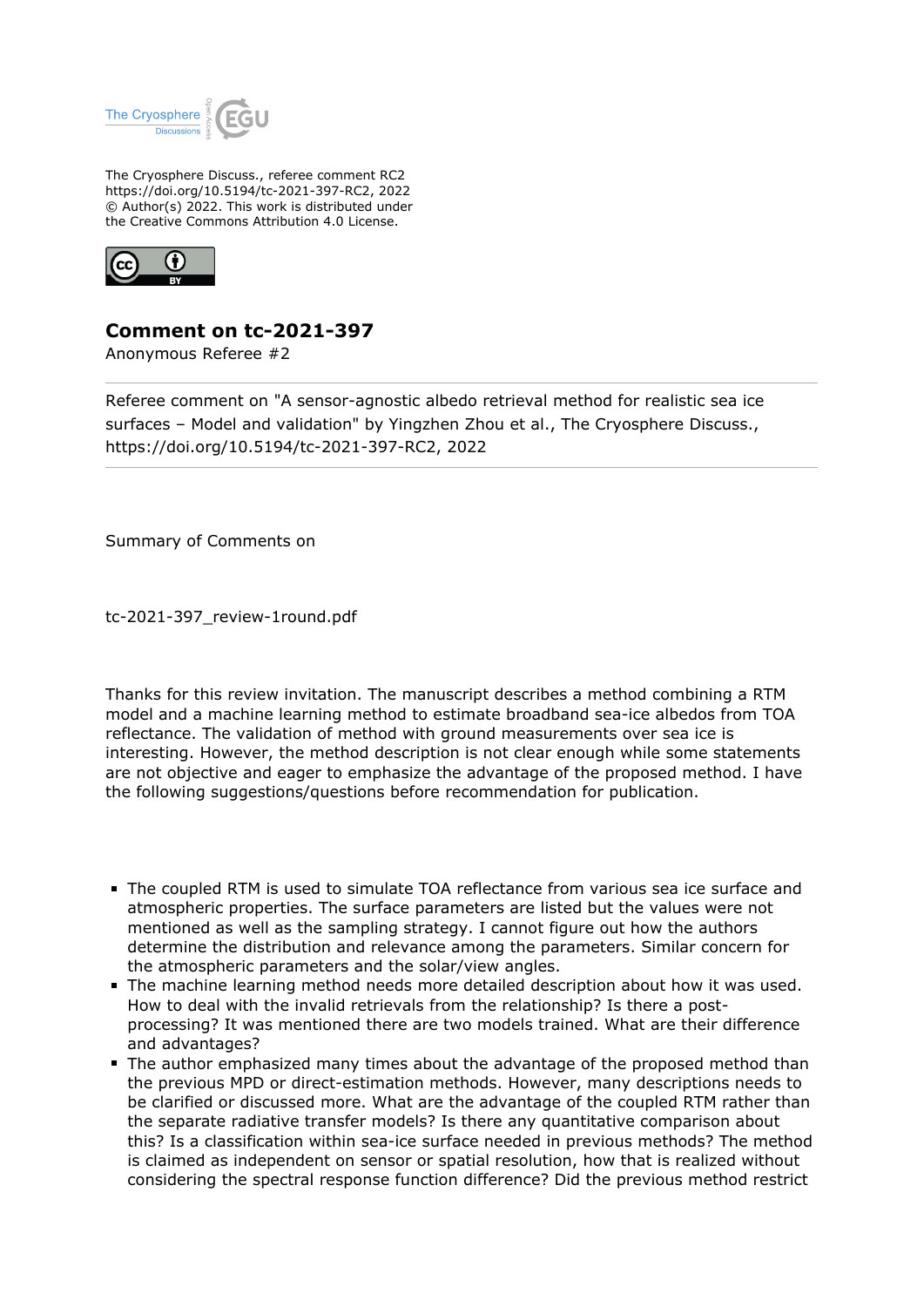The Cryosphere Discuss., referee comment RC2
https://doi.org/10.5194/tc-2021-397-RC2, 2022
© Author(s) 2022. This work is distributed under
the Creative Commons Attribution 4.0 License.

## Comment on tc-2021-397

Anonymous Referee #2

Referee comment on "A sensor-agnostic albedo retrieval method for realistic sea ice surfaces – Model and validation" by Yingzhen Zhou et al., The Cryosphere Discuss., https://doi.org/10.5194/tc-2021-397-RC2, 2022

Summary of Comments on

tc-2021-397_review-1round.pdf

Thanks for this review invitation. The manuscript describes a method combining a RTM model and a machine learning method to estimate broadband sea-ice albedos from TOA reflectance. The validation of method with ground measurements over sea ice is interesting. However, the method description is not clear enough while some statements are not objective and eager to emphasize the advantage of the proposed method. I have the following suggestions/questions before recommendation for publication.

- The coupled RTM is used to simulate TOA reflectance from various sea ice surface and atmospheric properties. The surface parameters are listed but the values were not mentioned as well as the sampling strategy. I cannot figure out how the authors determine the distribution and relevance among the parameters. Similar concern for the atmospheric parameters and the solar/view angles.
- The machine learning method needs more detailed description about how it was used. How to deal with the invalid retrievals from the relationship? Is there a post-processing? It was mentioned there are two models trained. What are their difference and advantages?
- The author emphasized many times about the advantage of the proposed method than the previous MPD or direct-estimation methods. However, many descriptions needs to be clarified or discussed more. What are the advantage of the coupled RTM rather than the separate radiative transfer models? Is there any quantitative comparison about this? Is a classification within sea-ice surface needed in previous methods? The method is claimed as independent on sensor or spatial resolution, how that is realized without considering the spectral response function difference? Did the previous method restrict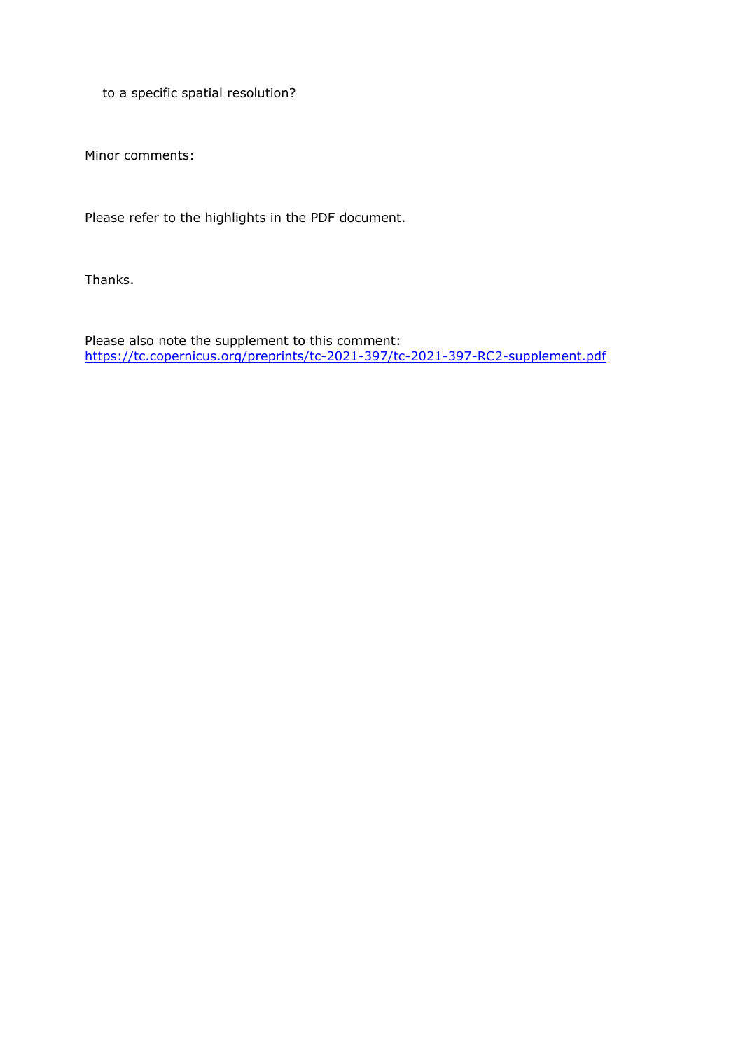to a specific spatial resolution?

Minor comments:

Please refer to the highlights in the PDF document.

Thanks.

Please also note the supplement to this comment:
https://tc.copernicus.org/preprints/tc-2021-397/tc-2021-397-RC2-supplement.pdf